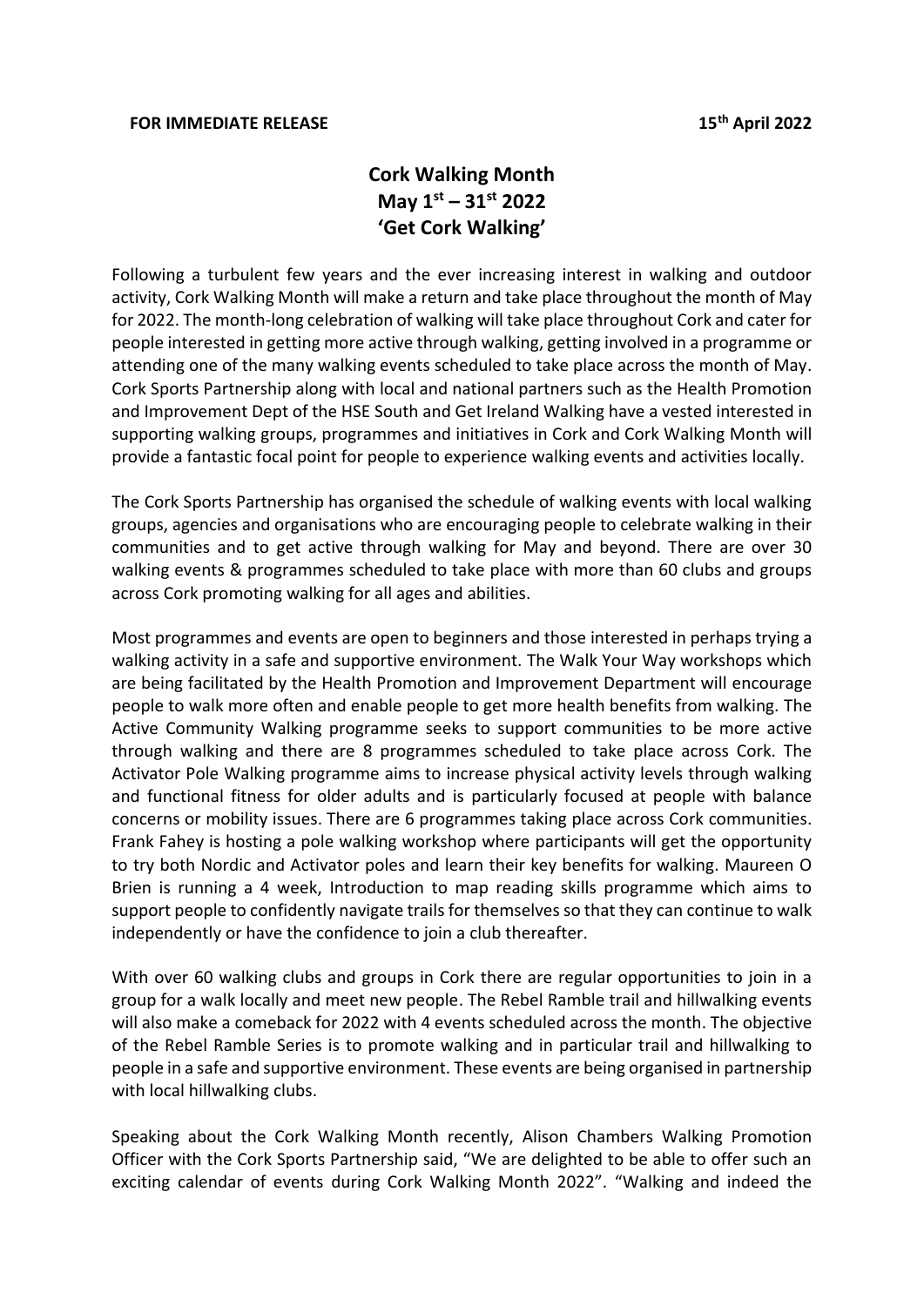**FOR IMMEDIATE RELEASE** **15th April 2022**

# Cork Walking Month
## May 1st – 31st 2022
## 'Get Cork Walking'

Following a turbulent few years and the ever increasing interest in walking and outdoor activity, Cork Walking Month will make a return and take place throughout the month of May for 2022. The month-long celebration of walking will take place throughout Cork and cater for people interested in getting more active through walking, getting involved in a programme or attending one of the many walking events scheduled to take place across the month of May. Cork Sports Partnership along with local and national partners such as the Health Promotion and Improvement Dept of the HSE South and Get Ireland Walking have a vested interested in supporting walking groups, programmes and initiatives in Cork and Cork Walking Month will provide a fantastic focal point for people to experience walking events and activities locally.

The Cork Sports Partnership has organised the schedule of walking events with local walking groups, agencies and organisations who are encouraging people to celebrate walking in their communities and to get active through walking for May and beyond. There are over 30 walking events & programmes scheduled to take place with more than 60 clubs and groups across Cork promoting walking for all ages and abilities.

Most programmes and events are open to beginners and those interested in perhaps trying a walking activity in a safe and supportive environment. The Walk Your Way workshops which are being facilitated by the Health Promotion and Improvement Department will encourage people to walk more often and enable people to get more health benefits from walking. The Active Community Walking programme seeks to support communities to be more active through walking and there are 8 programmes scheduled to take place across Cork. The Activator Pole Walking programme aims to increase physical activity levels through walking and functional fitness for older adults and is particularly focused at people with balance concerns or mobility issues. There are 6 programmes taking place across Cork communities. Frank Fahey is hosting a pole walking workshop where participants will get the opportunity to try both Nordic and Activator poles and learn their key benefits for walking. Maureen O Brien is running a 4 week, Introduction to map reading skills programme which aims to support people to confidently navigate trails for themselves so that they can continue to walk independently or have the confidence to join a club thereafter.

With over 60 walking clubs and groups in Cork there are regular opportunities to join in a group for a walk locally and meet new people. The Rebel Ramble trail and hillwalking events will also make a comeback for 2022 with 4 events scheduled across the month. The objective of the Rebel Ramble Series is to promote walking and in particular trail and hillwalking to people in a safe and supportive environment. These events are being organised in partnership with local hillwalking clubs.

Speaking about the Cork Walking Month recently, Alison Chambers Walking Promotion Officer with the Cork Sports Partnership said, "We are delighted to be able to offer such an exciting calendar of events during Cork Walking Month 2022". "Walking and indeed the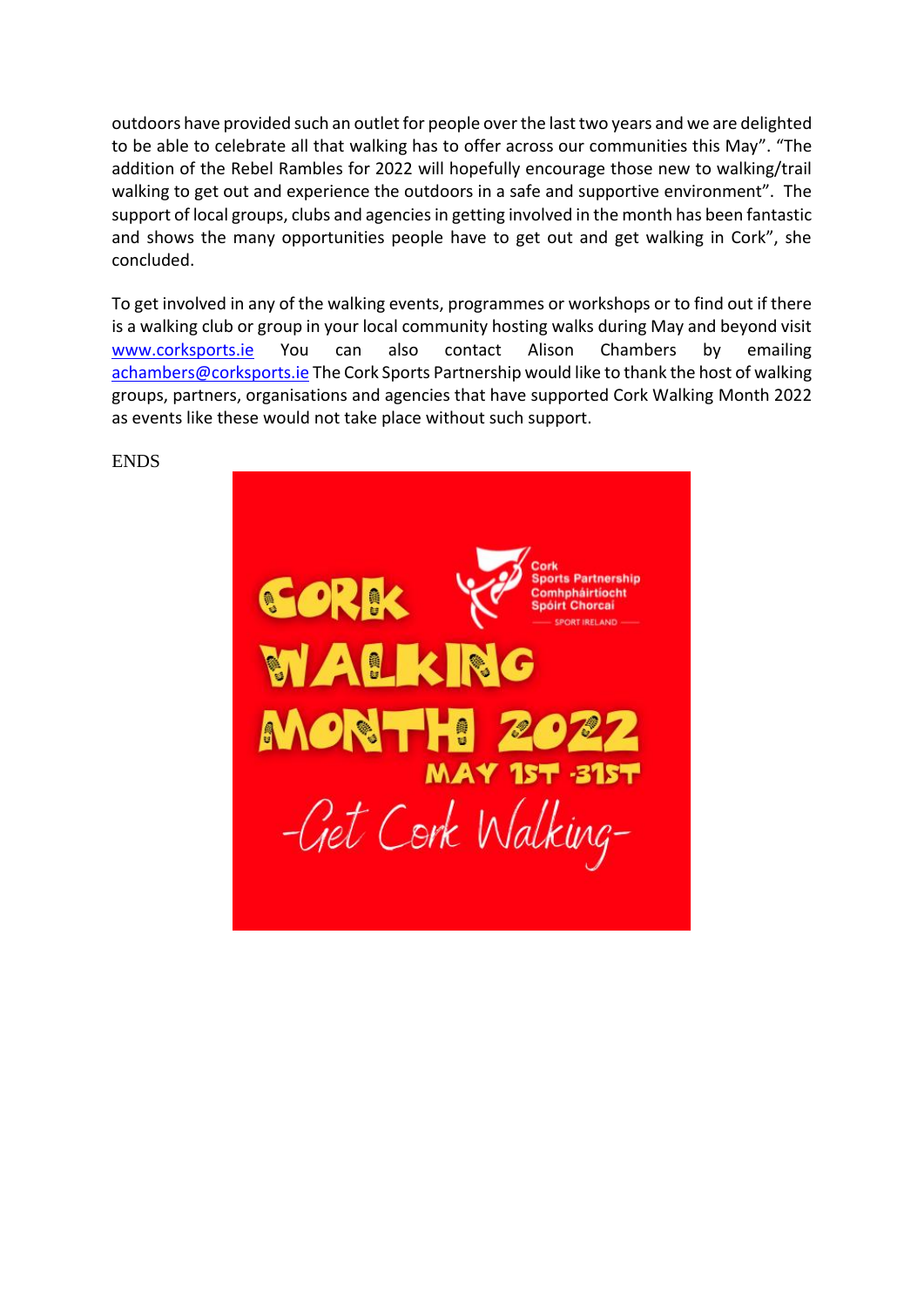outdoors have provided such an outlet for people over the last two years and we are delighted to be able to celebrate all that walking has to offer across our communities this May". "The addition of the Rebel Rambles for 2022 will hopefully encourage those new to walking/trail walking to get out and experience the outdoors in a safe and supportive environment". The support of local groups, clubs and agencies in getting involved in the month has been fantastic and shows the many opportunities people have to get out and get walking in Cork", she concluded.

To get involved in any of the walking events, programmes or workshops or to find out if there is a walking club or group in your local community hosting walks during May and beyond visit [www.corksports.ie](http://www.corksports.ie) You can also contact Alison Chambers by emailing [achambers@corksports.ie](mailto:achambers@corksports.ie) The Cork Sports Partnership would like to thank the host of walking groups, partners, organisations and agencies that have supported Cork Walking Month 2022 as events like these would not take place without such support.

ENDS